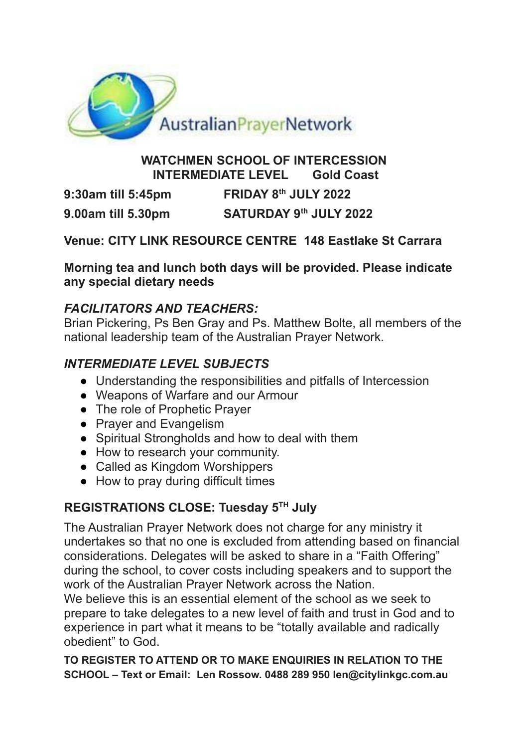AustralianPrayerNetwork

**WATCHMEN SCHOOL OF INTERCESSION**
**INTERMEDIATE LEVEL Gold Coast**

**9:30am till 5:45pm FRIDAY 8th JULY 2022**

**9.00am till 5.30pm SATURDAY 9th JULY 2022**

**Venue: CITY LINK RESOURCE CENTRE 148 Eastlake St Carrara**

**Morning tea and lunch both days will be provided. Please indicate any special dietary needs**

### *FACILITATORS AND TEACHERS:*

Brian Pickering, Ps Ben Gray and Ps. Matthew Bolte, all members of the national leadership team of the Australian Prayer Network.

### *INTERMEDIATE LEVEL SUBJECTS*

- Understanding the responsibilities and pitfalls of Intercession
- Weapons of Warfare and our Armour
- The role of Prophetic Prayer
- Prayer and Evangelism
- Spiritual Strongholds and how to deal with them
- How to research your community.
- Called as Kingdom Worshippers
- How to pray during difficult times

### REGISTRATIONS CLOSE: Tuesday 5TH July

The Australian Prayer Network does not charge for any ministry it undertakes so that no one is excluded from attending based on financial considerations. Delegates will be asked to share in a "Faith Offering" during the school, to cover costs including speakers and to support the work of the Australian Prayer Network across the Nation.
We believe this is an essential element of the school as we seek to prepare to take delegates to a new level of faith and trust in God and to experience in part what it means to be "totally available and radically obedient" to God.

**TO REGISTER TO ATTEND OR TO MAKE ENQUIRIES IN RELATION TO THE SCHOOL – Text or Email: Len Rossow. 0488 289 950 len@citylinkgc.com.au**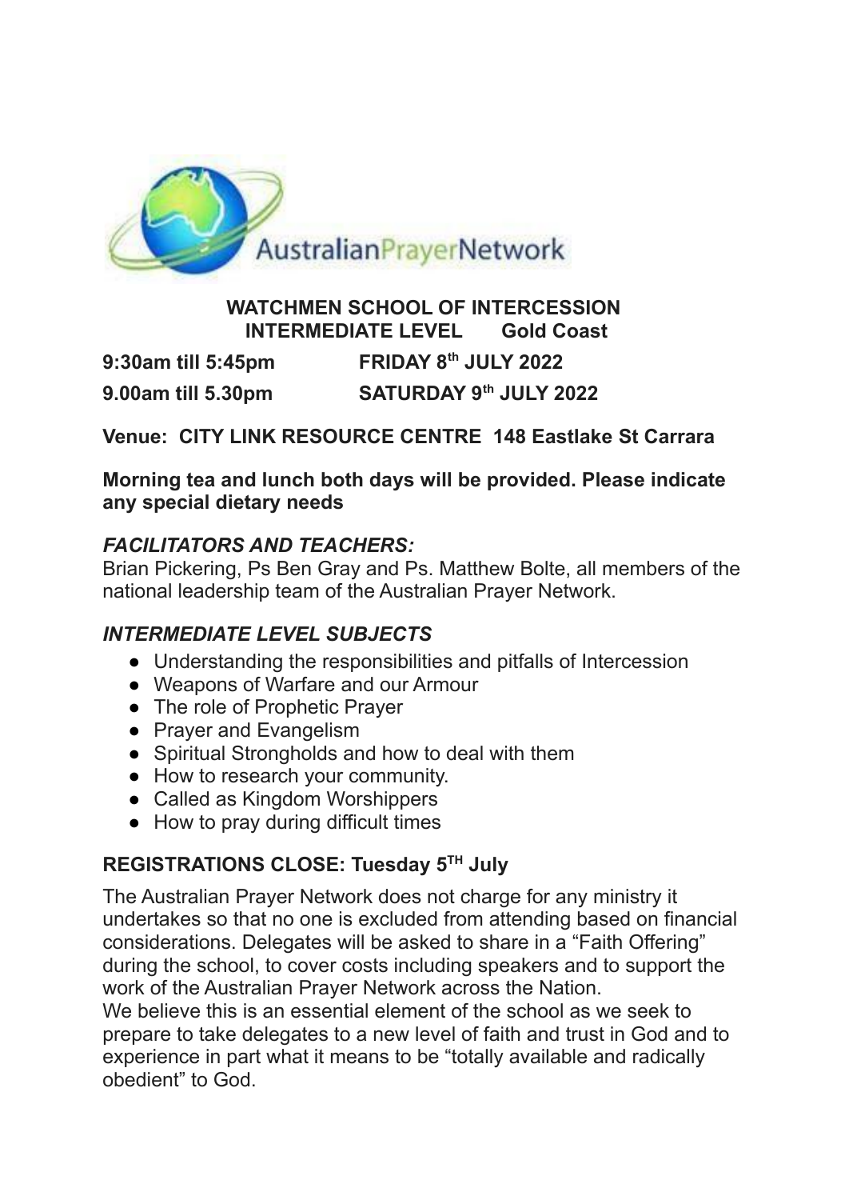AustralianPrayerNetwork

**WATCHMEN SCHOOL OF INTERCESSION**
**INTERMEDIATE LEVEL Gold Coast**

**9:30am till 5:45pm FRIDAY 8th JULY 2022**

**9.00am till 5.30pm SATURDAY 9th JULY 2022**

**Venue: CITY LINK RESOURCE CENTRE 148 Eastlake St Carrara**

**Morning tea and lunch both days will be provided. Please indicate any special dietary needs**

### *FACILITATORS AND TEACHERS:*

Brian Pickering, Ps Ben Gray and Ps. Matthew Bolte, all members of the national leadership team of the Australian Prayer Network.

### *INTERMEDIATE LEVEL SUBJECTS*

- Understanding the responsibilities and pitfalls of Intercession
- Weapons of Warfare and our Armour
- The role of Prophetic Prayer
- Prayer and Evangelism
- Spiritual Strongholds and how to deal with them
- How to research your community.
- Called as Kingdom Worshippers
- How to pray during difficult times

**REGISTRATIONS CLOSE: Tuesday 5TH July**

The Australian Prayer Network does not charge for any ministry it undertakes so that no one is excluded from attending based on financial considerations. Delegates will be asked to share in a "Faith Offering" during the school, to cover costs including speakers and to support the work of the Australian Prayer Network across the Nation.
We believe this is an essential element of the school as we seek to prepare to take delegates to a new level of faith and trust in God and to experience in part what it means to be "totally available and radically obedient" to God.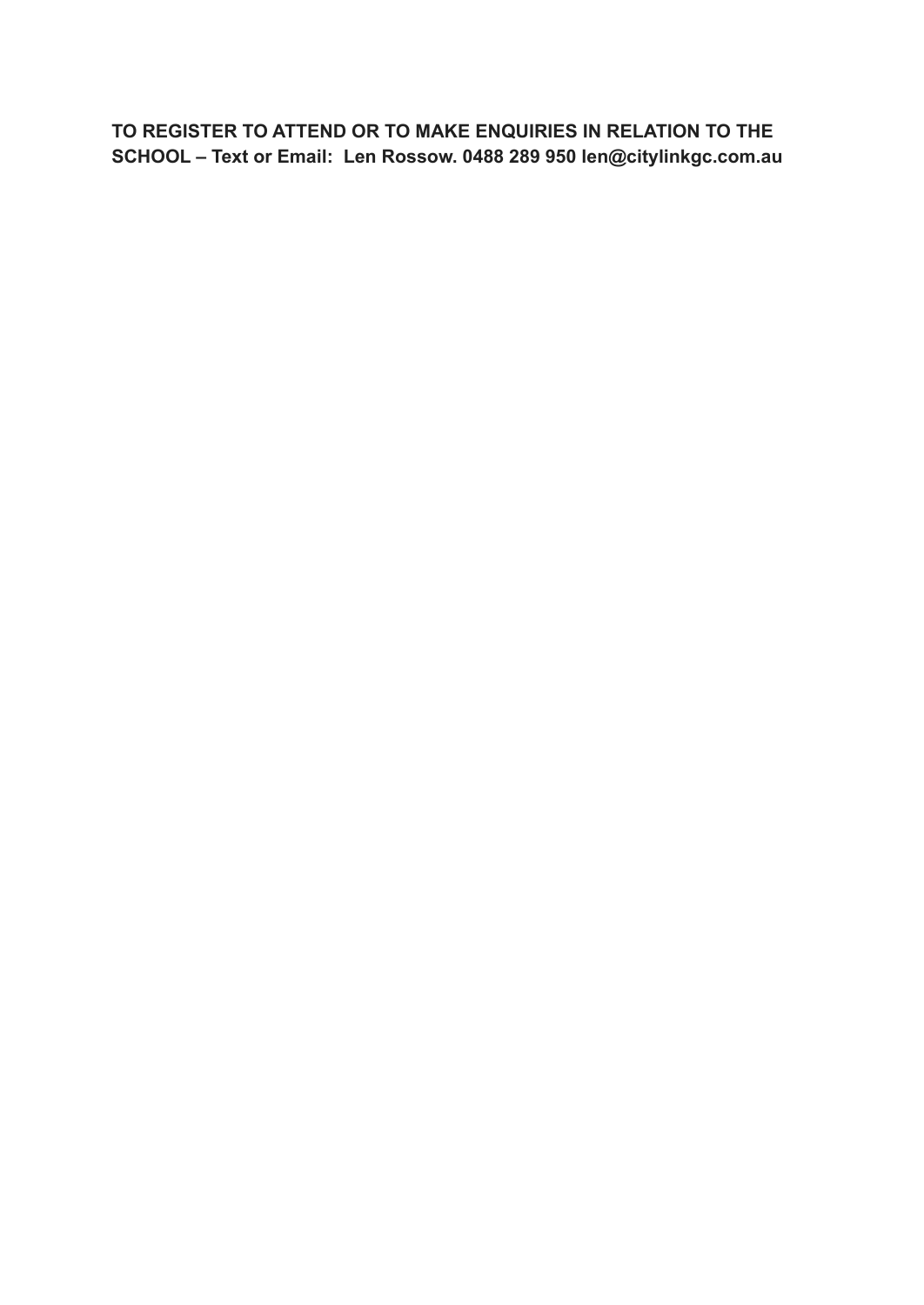**TO REGISTER TO ATTEND OR TO MAKE ENQUIRIES IN RELATION TO THE SCHOOL – Text or Email: Len Rossow. 0488 289 950 len@citylinkgc.com.au**